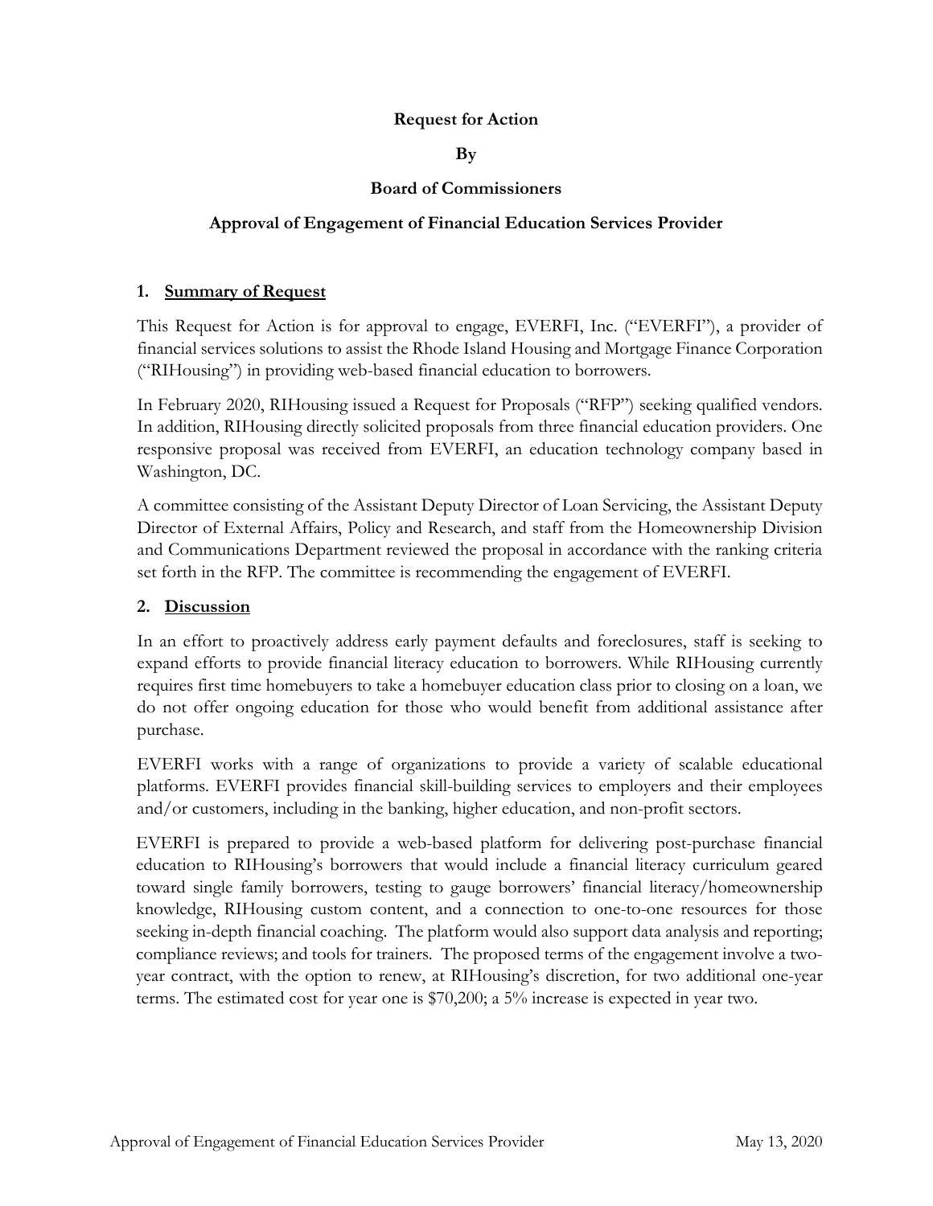**Request for Action**

**By**

**Board of Commissioners**

**Approval of Engagement of Financial Education Services Provider**

## 1. Summary of Request

This Request for Action is for approval to engage, EVERFI, Inc. ("EVERFI"), a provider of financial services solutions to assist the Rhode Island Housing and Mortgage Finance Corporation ("RIHousing") in providing web-based financial education to borrowers.

In February 2020, RIHousing issued a Request for Proposals ("RFP") seeking qualified vendors. In addition, RIHousing directly solicited proposals from three financial education providers. One responsive proposal was received from EVERFI, an education technology company based in Washington, DC.

A committee consisting of the Assistant Deputy Director of Loan Servicing, the Assistant Deputy Director of External Affairs, Policy and Research, and staff from the Homeownership Division and Communications Department reviewed the proposal in accordance with the ranking criteria set forth in the RFP. The committee is recommending the engagement of EVERFI.

## 2. Discussion

In an effort to proactively address early payment defaults and foreclosures, staff is seeking to expand efforts to provide financial literacy education to borrowers. While RIHousing currently requires first time homebuyers to take a homebuyer education class prior to closing on a loan, we do not offer ongoing education for those who would benefit from additional assistance after purchase.

EVERFI works with a range of organizations to provide a variety of scalable educational platforms. EVERFI provides financial skill-building services to employers and their employees and/or customers, including in the banking, higher education, and non-profit sectors.

EVERFI is prepared to provide a web-based platform for delivering post-purchase financial education to RIHousing's borrowers that would include a financial literacy curriculum geared toward single family borrowers, testing to gauge borrowers' financial literacy/homeownership knowledge, RIHousing custom content, and a connection to one-to-one resources for those seeking in-depth financial coaching. The platform would also support data analysis and reporting; compliance reviews; and tools for trainers. The proposed terms of the engagement involve a two-year contract, with the option to renew, at RIHousing's discretion, for two additional one-year terms. The estimated cost for year one is $70,200; a 5% increase is expected in year two.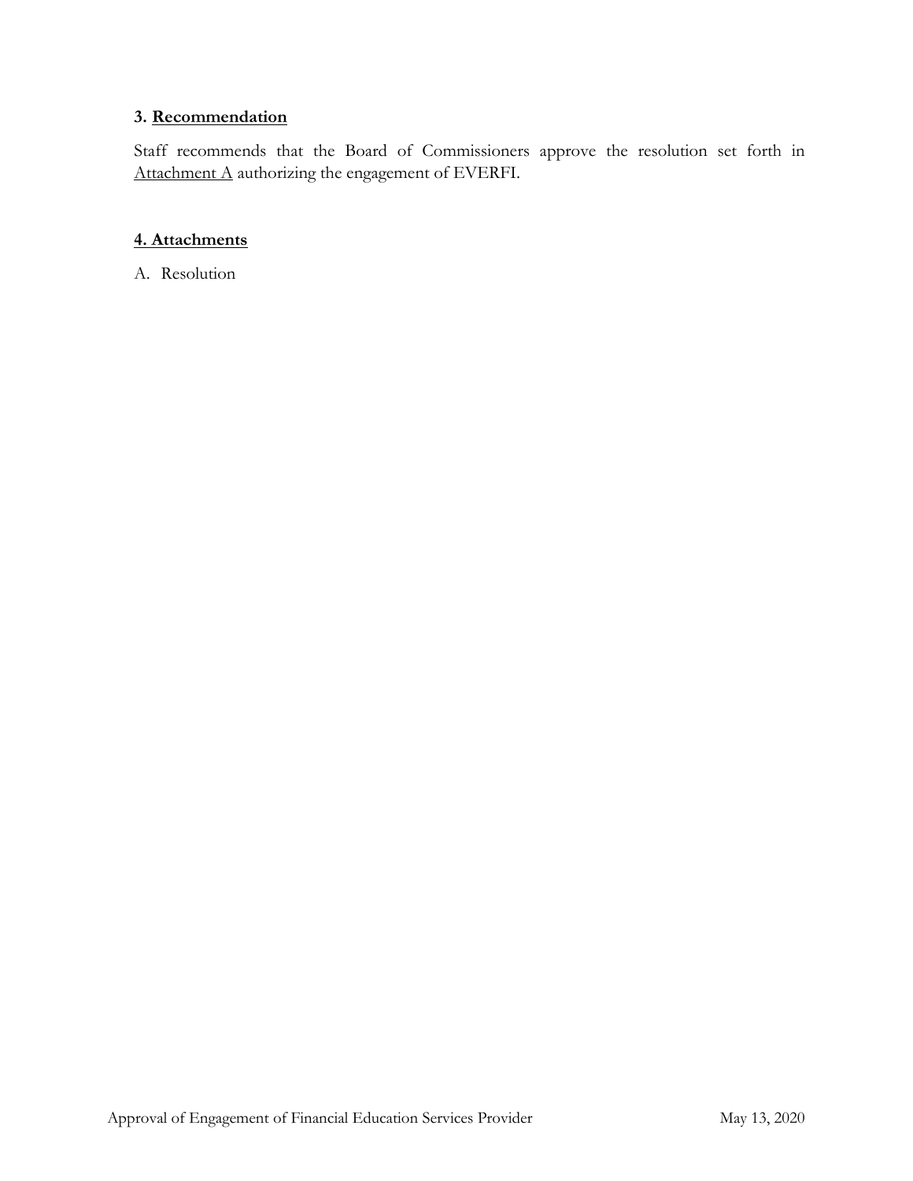### 3. Recommendation

Staff recommends that the Board of Commissioners approve the resolution set forth in Attachment A authorizing the engagement of EVERFI.

### 4. Attachments

A. Resolution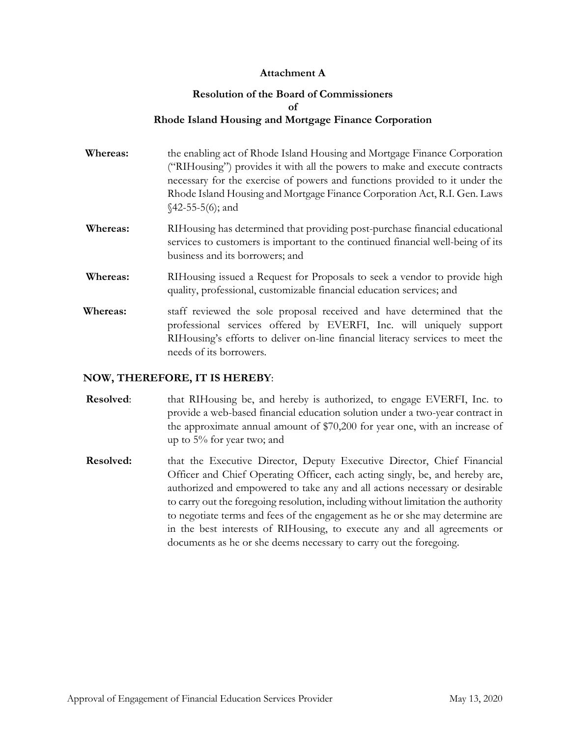**Attachment A**

**Resolution of the Board of Commissioners**
**of**
**Rhode Island Housing and Mortgage Finance Corporation**

**Whereas:** the enabling act of Rhode Island Housing and Mortgage Finance Corporation ("RIHousing") provides it with all the powers to make and execute contracts necessary for the exercise of powers and functions provided to it under the Rhode Island Housing and Mortgage Finance Corporation Act, R.I. Gen. Laws §42-55-5(6); and

**Whereas:** RIHousing has determined that providing post-purchase financial educational services to customers is important to the continued financial well-being of its business and its borrowers; and

**Whereas:** RIHousing issued a Request for Proposals to seek a vendor to provide high quality, professional, customizable financial education services; and

**Whereas:** staff reviewed the sole proposal received and have determined that the professional services offered by EVERFI, Inc. will uniquely support RIHousing's efforts to deliver on-line financial literacy services to meet the needs of its borrowers.

**NOW, THEREFORE, IT IS HEREBY**:

**Resolved**: that RIHousing be, and hereby is authorized, to engage EVERFI, Inc. to provide a web-based financial education solution under a two-year contract in the approximate annual amount of $70,200 for year one, with an increase of up to 5% for year two; and

**Resolved:** that the Executive Director, Deputy Executive Director, Chief Financial Officer and Chief Operating Officer, each acting singly, be, and hereby are, authorized and empowered to take any and all actions necessary or desirable to carry out the foregoing resolution, including without limitation the authority to negotiate terms and fees of the engagement as he or she may determine are in the best interests of RIHousing, to execute any and all agreements or documents as he or she deems necessary to carry out the foregoing.